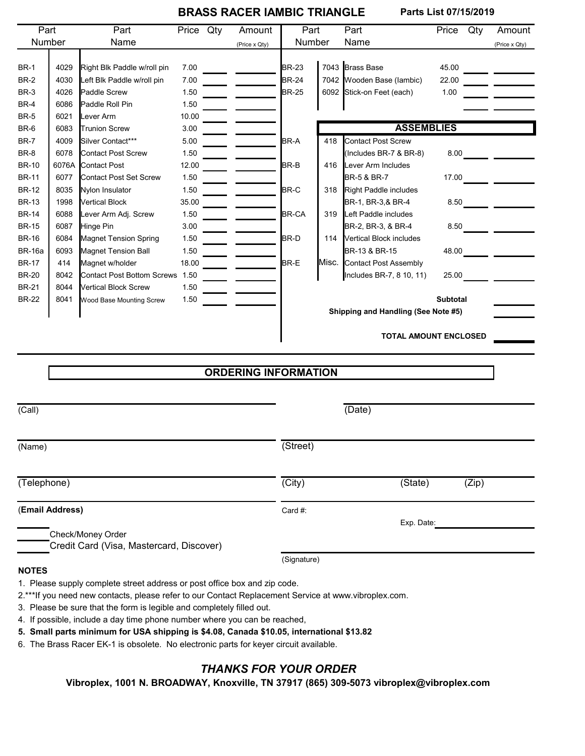# BRASS RACER IAMBIC TRIANGLE

**Parts List 07/15/2019**

| Part Number | | Part Name | Price | Qty | Amount (Price x Qty) |
|---|---|---|---|---|---|
| BR-1 | 4029 | Right Blk Paddle w/roll pin | 7.00 | | |
| BR-2 | 4030 | Left Blk Paddle w/roll pin | 7.00 | | |
| BR-3 | 4026 | Paddle Screw | 1.50 | | |
| BR-4 | 6086 | Paddle Roll Pin | 1.50 | | |
| BR-5 | 6021 | Lever Arm | 10.00 | | |
| BR-6 | 6083 | Trunion Screw | 3.00 | | |
| BR-7 | 4009 | Silver Contact*** | 5.00 | | |
| BR-8 | 6078 | Contact Post Screw | 1.50 | | |
| BR-10 | 6076A | Contact Post | 12.00 | | |
| BR-11 | 6077 | Contact Post Set Screw | 1.50 | | |
| BR-12 | 8035 | Nylon Insulator | 1.50 | | |
| BR-13 | 1998 | Vertical Block | 35.00 | | |
| BR-14 | 6088 | Lever Arm Adj. Screw | 1.50 | | |
| BR-15 | 6087 | Hinge Pin | 3.00 | | |
| BR-16 | 6084 | Magnet Tension Spring | 1.50 | | |
| BR-16a | 6093 | Magnet Tension Ball | 1.50 | | |
| BR-17 | 414 | Magnet w/holder | 18.00 | | |
| BR-20 | 8042 | Contact Post Bottom Screws | 1.50 | | |
| BR-21 | 8044 | Vertical Block Screw | 1.50 | | |
| BR-22 | 8041 | Wood Base Mounting Screw | 1.50 | | |
| BR-23 | 7043 | Brass Base | 45.00 | | |
| BR-24 | 7042 | Wooden Base (Iambic) | 22.00 | | |
| BR-25 | 6092 | Stick-on Feet (each) | 1.00 | | |

## ASSEMBLIES

| Part Number | | Part Name | Price | Qty | Amount (Price x Qty) |
|---|---|---|---|---|---|
| BR-A | 418 | Contact Post Screw (Includes BR-7 & BR-8) | 8.00 | | |
| BR-B | 416 | Lever Arm Includes BR-5 & BR-7 | 17.00 | | |
| BR-C | 318 | Right Paddle includes BR-1, BR-3,& BR-4 | 8.50 | | |
| BR-CA | 319 | Left Paddle includes BR-2, BR-3, & BR-4 | 8.50 | | |
| BR-D | 114 | Vertical Block includes BR-13 & BR-15 | 48.00 | | |
| BR-E | Misc. | Contact Post Assembly Includes BR-7, 8 10, 11) | 25.00 | | |

**Subtotal** ________

**Shipping and Handling (See Note #5)** ________

**TOTAL AMOUNT ENCLOSED** ________

## ORDERING INFORMATION

(Call) ____________________ (Date) ____________________

(Name) ____________________ (Street) ____________________

(Telephone) ____________________ (City) ________ (State) ________ (Zip) ________

(**Email Address**) ____________________ Card #: ____________________

Exp. Date: ____________________

_____ Check/Money Order

_____ Credit Card (Visa, Mastercard, Discover)

(Signature) ____________________

**NOTES**

1. Please supply complete street address or post office box and zip code.
2. ***If you need new contacts, please refer to our Contact Replacement Service at www.vibroplex.com.
3. Please be sure that the form is legible and completely filled out.
4. If possible, include a day time phone number where you can be reached,
5. **Small parts minimum for USA shipping is $4.08, Canada $10.05, international $13.82**
6. The Brass Racer EK-1 is obsolete. No electronic parts for keyer circuit available.

## *THANKS FOR YOUR ORDER*

**Vibroplex, 1001 N. BROADWAY, Knoxville, TN 37917 (865) 309-5073 vibroplex@vibroplex.com**